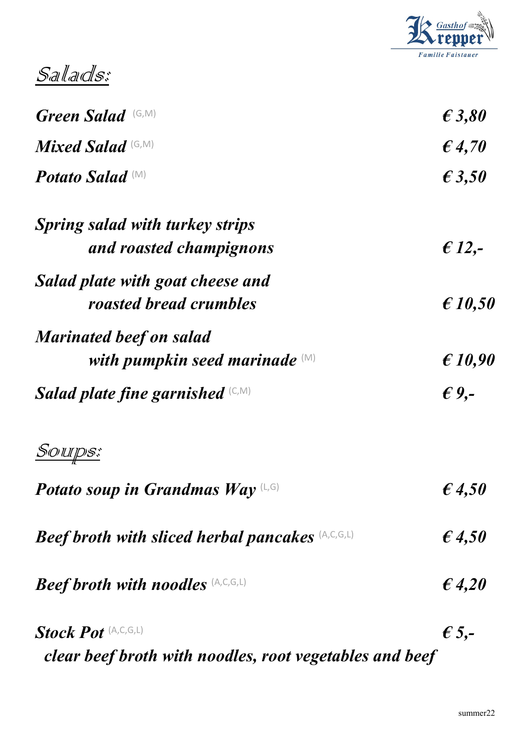Gasthof Krepper
Familie Faistauer

## Salads:

***Green Salad*** (G,M) — ***€ 3,80***

***Mixed Salad*** (G,M) — ***€ 4,70***

***Potato Salad*** (M) — ***€ 3,50***

***Spring salad with turkey strips and roasted champignons*** — ***€ 12,-***

***Salad plate with goat cheese and roasted bread crumbles*** — ***€ 10,50***

***Marinated beef on salad with pumpkin seed marinade*** (M) — ***€ 10,90***

***Salad plate fine garnished*** (C,M) — ***€ 9,-***

## Soups:

***Potato soup in Grandmas Way*** (L,G) — ***€ 4,50***

***Beef broth with sliced herbal pancakes*** (A,C,G,L) — ***€ 4,50***

***Beef broth with noodles*** (A,C,G,L) — ***€ 4,20***

***Stock Pot*** (A,C,G,L) — ***€ 5,-***
***clear beef broth with noodles, root vegetables and beef***

summer22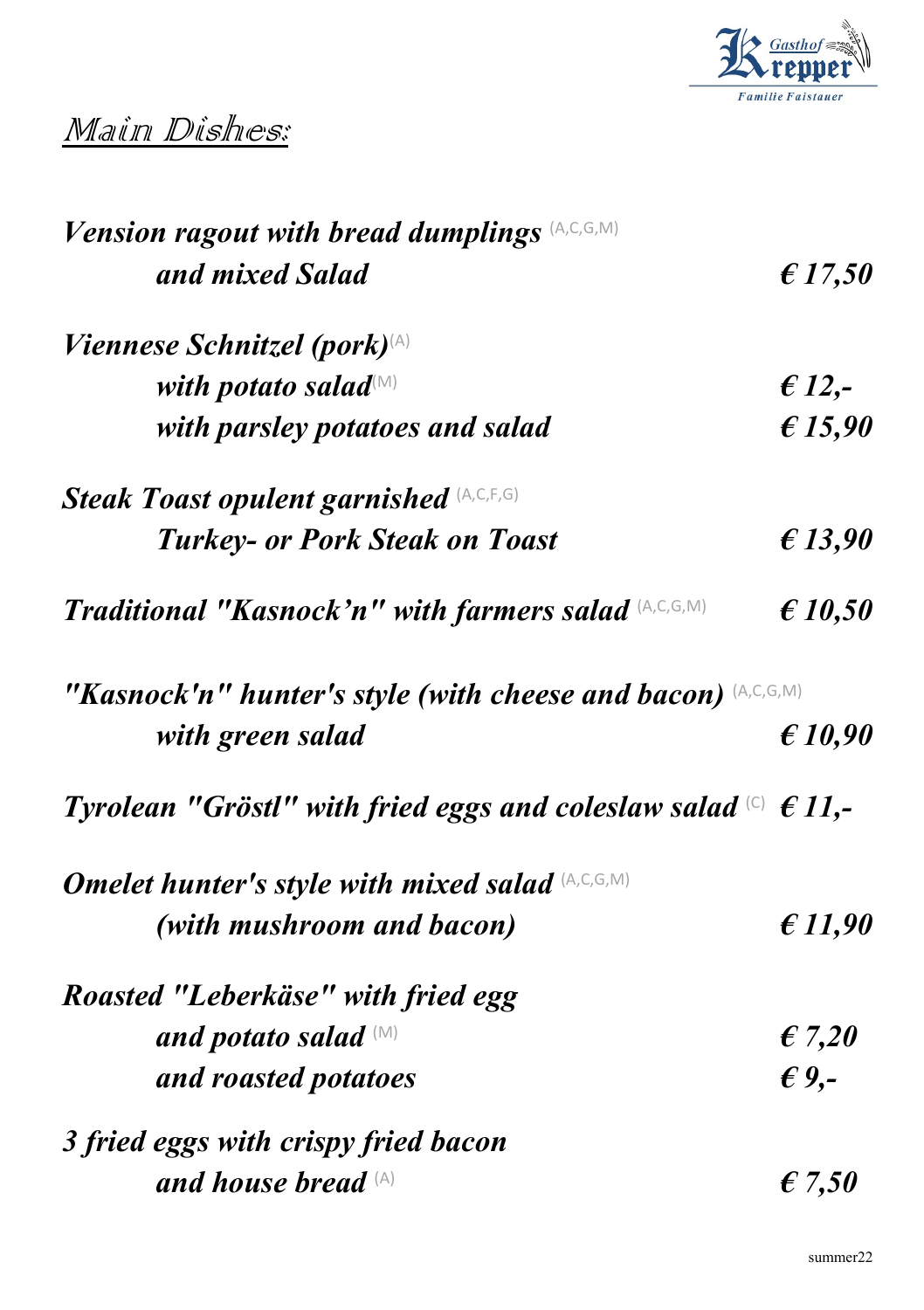Gasthof Krepper
Familie Faistauer

# Main Dishes:

***Vension ragout with bread dumplings*** (A,C,G,M)
***and mixed Salad*** — ***€ 17,50***

***Viennese Schnitzel (pork)***(A)
***with potato salad***(M) — ***€ 12,-***
***with parsley potatoes and salad*** — ***€ 15,90***

***Steak Toast opulent garnished*** (A,C,F,G)
***Turkey- or Pork Steak on Toast*** — ***€ 13,90***

***Traditional "Kasnock'n" with farmers salad*** (A,C,G,M) — ***€ 10,50***

***"Kasnock'n" hunter's style (with cheese and bacon)*** (A,C,G,M)
***with green salad*** — ***€ 10,90***

***Tyrolean "Gröstl" with fried eggs and coleslaw salad*** (C) — ***€ 11,-***

***Omelet hunter's style with mixed salad*** (A,C,G,M)
***(with mushroom and bacon)*** — ***€ 11,90***

***Roasted "Leberkäse" with fried egg***
***and potato salad*** (M) — ***€ 7,20***
***and roasted potatoes*** — ***€ 9,-***

***3 fried eggs with crispy fried bacon***
***and house bread*** (A) — ***€ 7,50***

summer22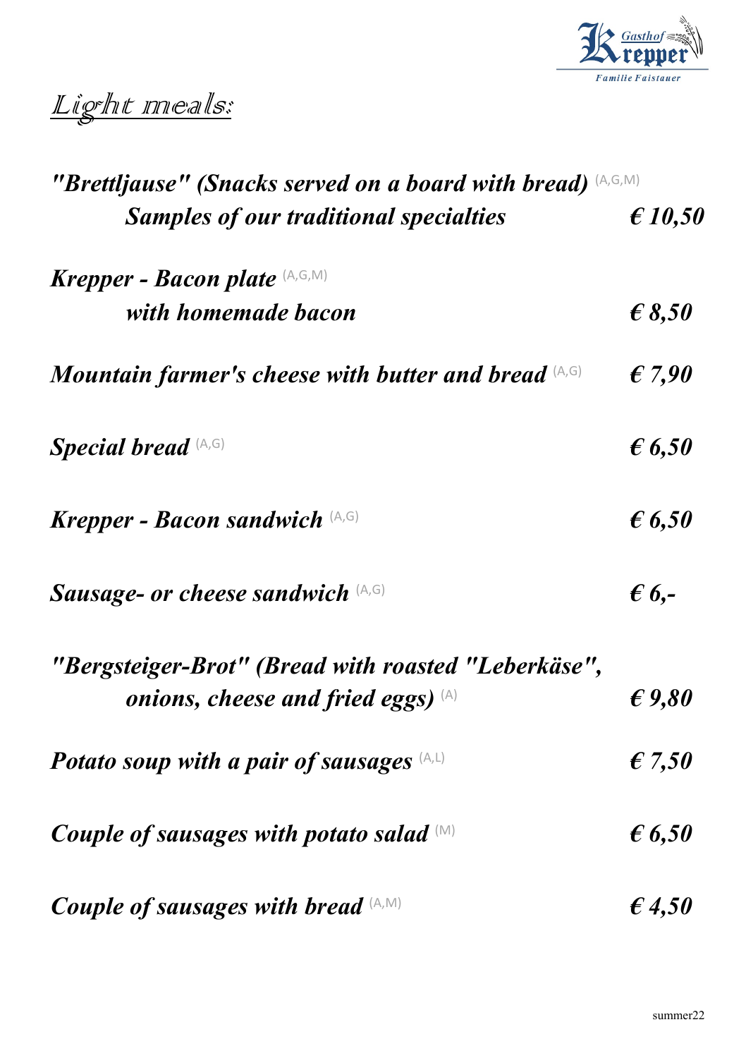Gasthof Krepper
Familie Faistauer

# *Light meals:*

***"Brettljause" (Snacks served on a board with bread)*** (A,G,M)
***Samples of our traditional specialties*** — ***€ 10,50***

***Krepper - Bacon plate*** (A,G,M)
***with homemade bacon*** — ***€ 8,50***

***Mountain farmer's cheese with butter and bread*** (A,G) — ***€ 7,90***

***Special bread*** (A,G) — ***€ 6,50***

***Krepper - Bacon sandwich*** (A,G) — ***€ 6,50***

***Sausage- or cheese sandwich*** (A,G) — ***€ 6,-***

***"Bergsteiger-Brot" (Bread with roasted "Leberkäse", onions, cheese and fried eggs)*** (A) — ***€ 9,80***

***Potato soup with a pair of sausages*** (A,L) — ***€ 7,50***

***Couple of sausages with potato salad*** (M) — ***€ 6,50***

***Couple of sausages with bread*** (A,M) — ***€ 4,50***

summer22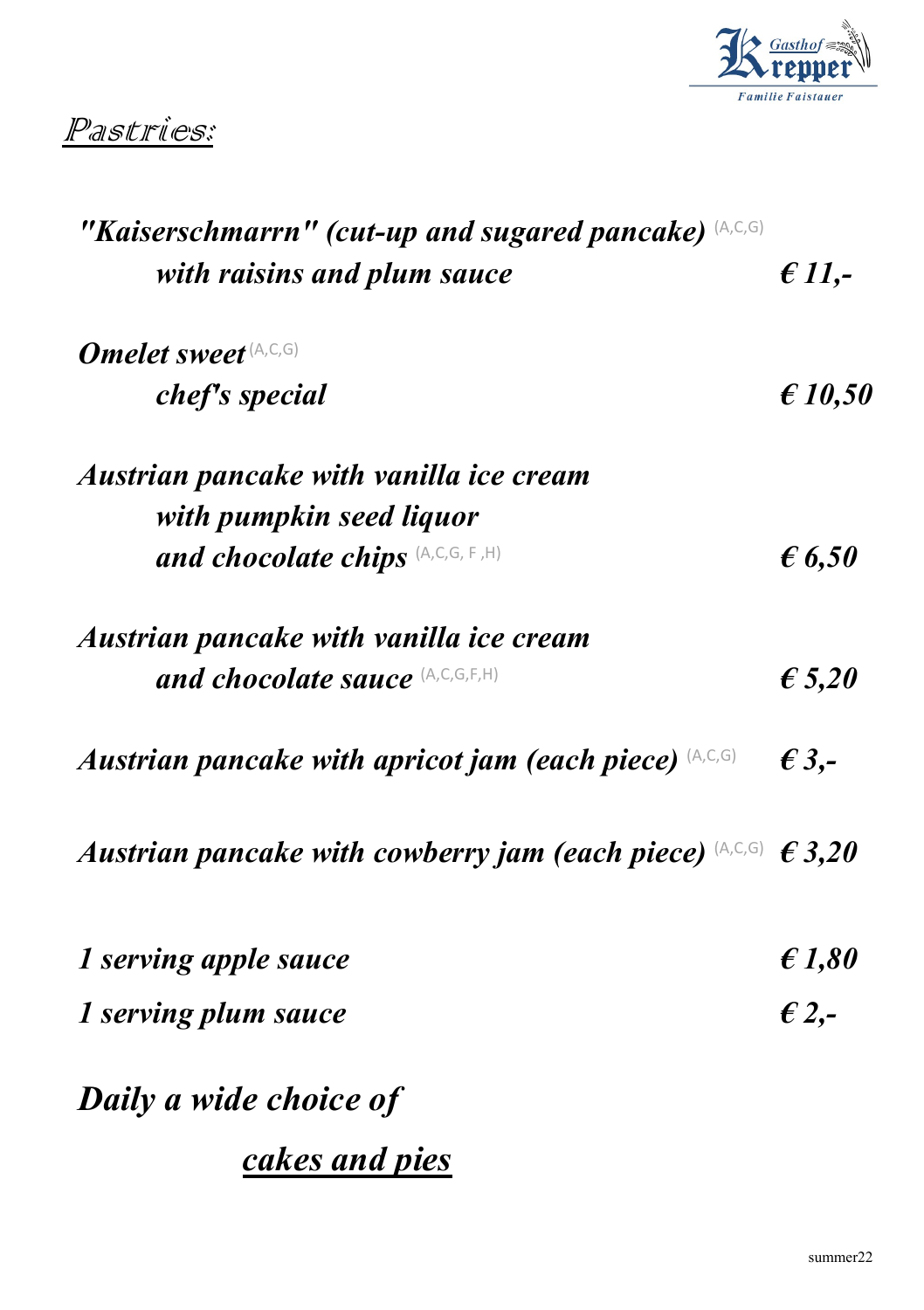## Pastries:

***"Kaiserschmarrn" (cut-up and sugared pancake)*** (A,C,G)
***with raisins and plum sauce*** — ***€ 11,-***

***Omelet sweet*** (A,C,G)
***chef's special*** — ***€ 10,50***

***Austrian pancake with vanilla ice cream***
***with pumpkin seed liquor***
***and chocolate chips*** (A,C,G, F ,H) — ***€ 6,50***

***Austrian pancake with vanilla ice cream***
***and chocolate sauce*** (A,C,G,F,H) — ***€ 5,20***

***Austrian pancake with apricot jam (each piece)*** (A,C,G) — ***€ 3,-***

***Austrian pancake with cowberry jam (each piece)*** (A,C,G) — ***€ 3,20***

***1 serving apple sauce*** — ***€ 1,80***

***1 serving plum sauce*** — ***€ 2,-***

***Daily a wide choice of***

***cakes and pies***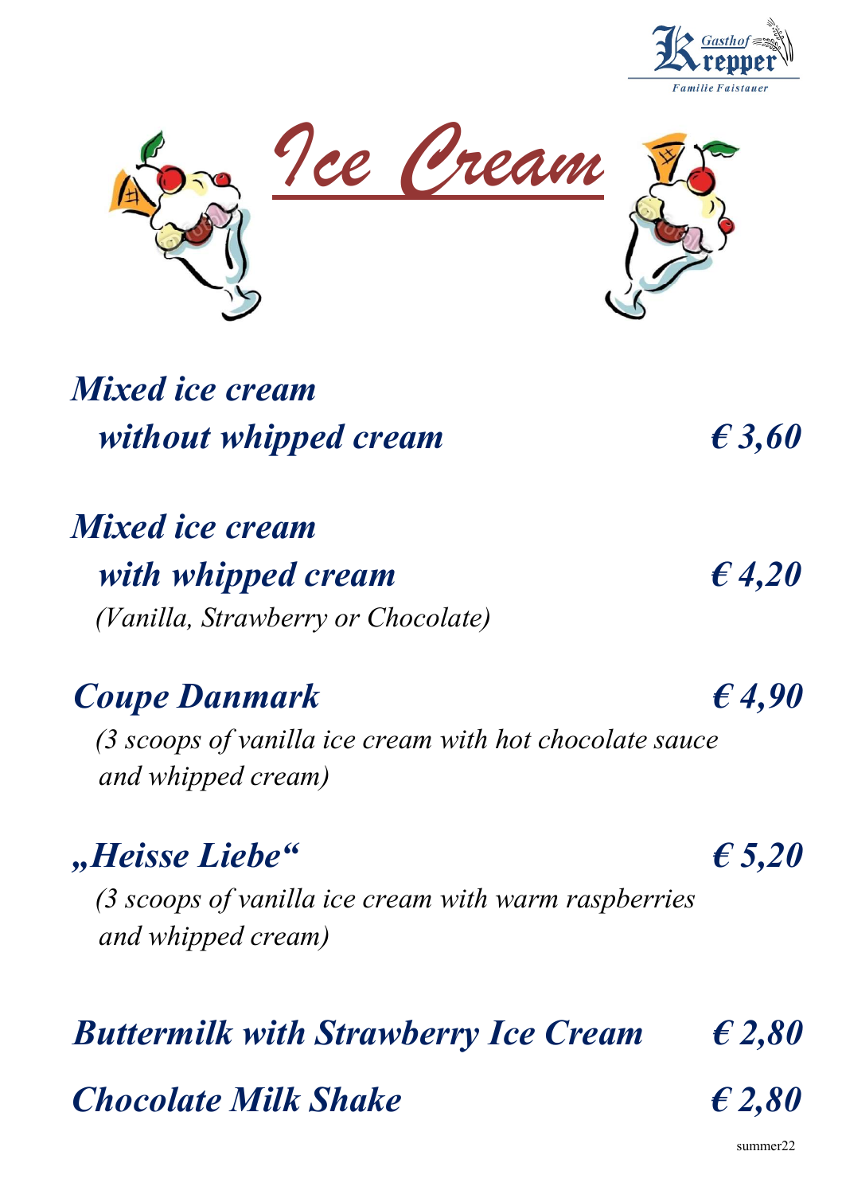# Ice Cream

***Mixed ice cream***
***without whipped cream*** — ***€ 3,60***

***Mixed ice cream***
***with whipped cream*** — ***€ 4,20***
*(Vanilla, Strawberry or Chocolate)*

***Coupe Danmark*** — ***€ 4,90***
*(3 scoops of vanilla ice cream with hot chocolate sauce and whipped cream)*

***„Heisse Liebe“*** — ***€ 5,20***
*(3 scoops of vanilla ice cream with warm raspberries and whipped cream)*

***Buttermilk with Strawberry Ice Cream*** — ***€ 2,80***

***Chocolate Milk Shake*** — ***€ 2,80***

summer22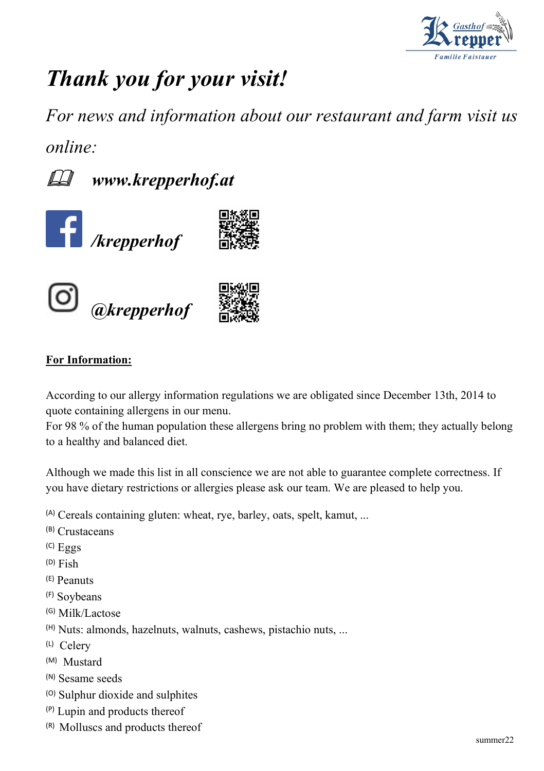Gasthof Krepper
Familie Faistauer

# *Thank you for your visit!*

*For news and information about our restaurant and farm visit us online:*

***www.krepperhof.at***

***/krepperhof***

***@krepperhof***

**For Information:**

According to our allergy information regulations we are obligated since December 13th, 2014 to quote containing allergens in our menu.
For 98 % of the human population these allergens bring no problem with them; they actually belong to a healthy and balanced diet.

Although we made this list in all conscience we are not able to guarantee complete correctness. If you have dietary restrictions or allergies please ask our team. We are pleased to help you.

(A) Cereals containing gluten: wheat, rye, barley, oats, spelt, kamut, ...
(B) Crustaceans
(C) Eggs
(D) Fish
(E) Peanuts
(F) Soybeans
(G) Milk/Lactose
(H) Nuts: almonds, hazelnuts, walnuts, cashews, pistachio nuts, ...
(L) Celery
(M) Mustard
(N) Sesame seeds
(O) Sulphur dioxide and sulphites
(P) Lupin and products thereof
(R) Molluscs and products thereof

summer22